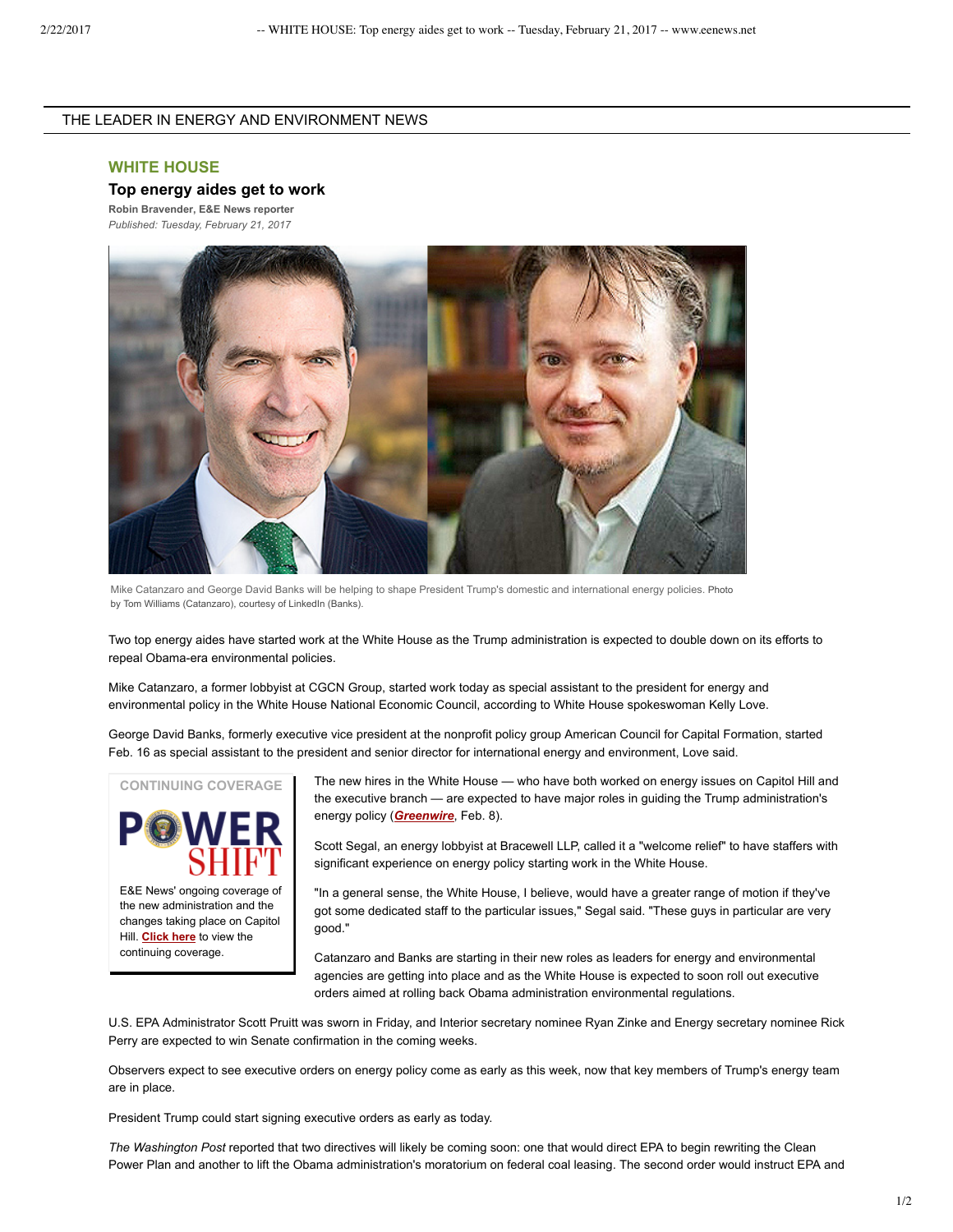THE LEADER IN ENERGY AND ENVIRONMENT NEWS

## WHITE HOUSE

# Top energy aides get to work

**Robin Bravender, E&E News reporter**
*Published: Tuesday, February 21, 2017*

Mike Catanzaro and George David Banks will be helping to shape President Trump's domestic and international energy policies. Photo by Tom Williams (Catanzaro), courtesy of LinkedIn (Banks).

Two top energy aides have started work at the White House as the Trump administration is expected to double down on its efforts to repeal Obama-era environmental policies.

Mike Catanzaro, a former lobbyist at CGCN Group, started work today as special assistant to the president for energy and environmental policy in the White House National Economic Council, according to White House spokeswoman Kelly Love.

George David Banks, formerly executive vice president at the nonprofit policy group American Council for Capital Formation, started Feb. 16 as special assistant to the president and senior director for international energy and environment, Love said.

**CONTINUING COVERAGE**

POWER SHIFT

E&E News' ongoing coverage of the new administration and the changes taking place on Capitol Hill. **Click here** to view the continuing coverage.

The new hires in the White House — who have both worked on energy issues on Capitol Hill and the executive branch — are expected to have major roles in guiding the Trump administration's energy policy (***Greenwire***, Feb. 8).

Scott Segal, an energy lobbyist at Bracewell LLP, called it a "welcome relief" to have staffers with significant experience on energy policy starting work in the White House.

"In a general sense, the White House, I believe, would have a greater range of motion if they've got some dedicated staff to the particular issues," Segal said. "These guys in particular are very good."

Catanzaro and Banks are starting in their new roles as leaders for energy and environmental agencies are getting into place and as the White House is expected to soon roll out executive orders aimed at rolling back Obama administration environmental regulations.

U.S. EPA Administrator Scott Pruitt was sworn in Friday, and Interior secretary nominee Ryan Zinke and Energy secretary nominee Rick Perry are expected to win Senate confirmation in the coming weeks.

Observers expect to see executive orders on energy policy come as early as this week, now that key members of Trump's energy team are in place.

President Trump could start signing executive orders as early as today.

*The Washington Post* reported that two directives will likely be coming soon: one that would direct EPA to begin rewriting the Clean Power Plan and another to lift the Obama administration's moratorium on federal coal leasing. The second order would instruct EPA and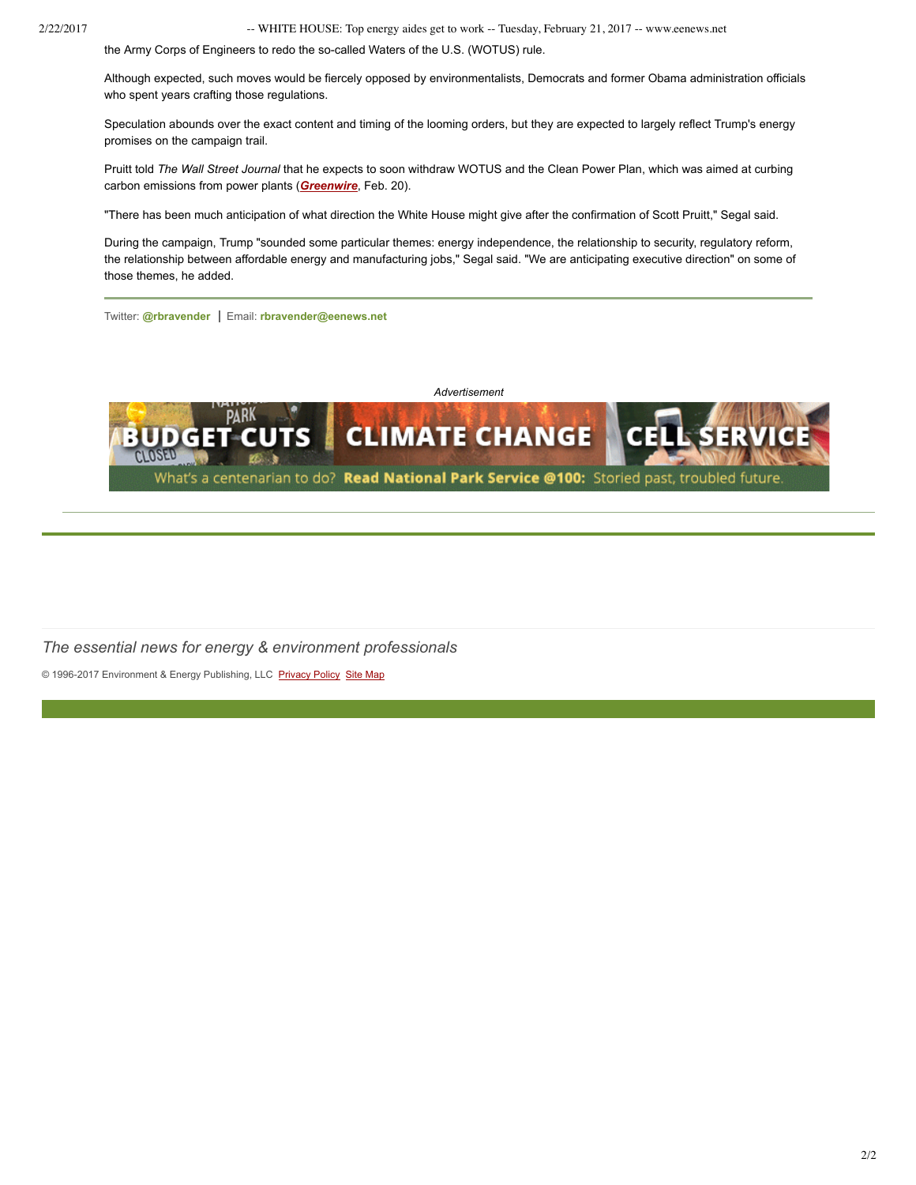the Army Corps of Engineers to redo the so-called Waters of the U.S. (WOTUS) rule.

Although expected, such moves would be fiercely opposed by environmentalists, Democrats and former Obama administration officials who spent years crafting those regulations.

Speculation abounds over the exact content and timing of the looming orders, but they are expected to largely reflect Trump's energy promises on the campaign trail.

Pruitt told *The Wall Street Journal* that he expects to soon withdraw WOTUS and the Clean Power Plan, which was aimed at curbing carbon emissions from power plants (***Greenwire***, Feb. 20).

"There has been much anticipation of what direction the White House might give after the confirmation of Scott Pruitt," Segal said.

During the campaign, Trump "sounded some particular themes: energy independence, the relationship to security, regulatory reform, the relationship between affordable energy and manufacturing jobs," Segal said. "We are anticipating executive direction" on some of those themes, he added.

Twitter: **@rbravender** | Email: **rbravender@eenews.net**

*Advertisement*

BUDGET CUTS CLIMATE CHANGE CELL SERVICE

What's a centenarian to do? **Read National Park Service @100:** Storied past, troubled future.

*The essential news for energy & environment professionals*

© 1996-2017 Environment & Energy Publishing, LLC Privacy Policy Site Map